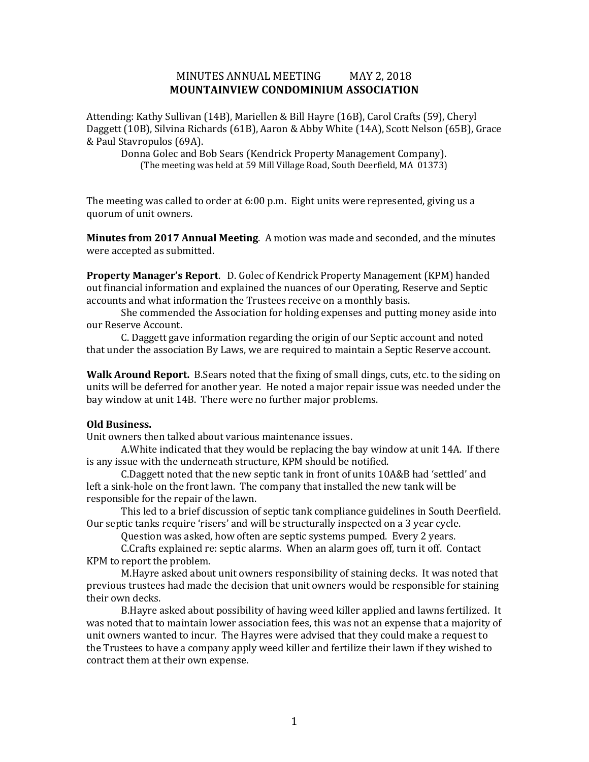# MINUTES ANNUAL MEETING MAY 2, 2018

## MOUNTAINVIEW CONDOMINIUM ASSOCIATION

Attending: Kathy Sullivan (14B), Mariellen & Bill Hayre (16B), Carol Crafts (59), Cheryl Daggett (10B), Silvina Richards (61B), Aaron & Abby White (14A), Scott Nelson (65B), Grace & Paul Stavropulos (69A).

Donna Golec and Bob Sears (Kendrick Property Management Company).

(The meeting was held at 59 Mill Village Road, South Deerfield, MA 01373)

The meeting was called to order at 6:00 p.m. Eight units were represented, giving us a quorum of unit owners.

**Minutes from 2017 Annual Meeting**. A motion was made and seconded, and the minutes were accepted as submitted.

**Property Manager's Report**. D. Golec of Kendrick Property Management (KPM) handed out financial information and explained the nuances of our Operating, Reserve and Septic accounts and what information the Trustees receive on a monthly basis.

She commended the Association for holding expenses and putting money aside into our Reserve Account.

C. Daggett gave information regarding the origin of our Septic account and noted that under the association By Laws, we are required to maintain a Septic Reserve account.

**Walk Around Report.** B.Sears noted that the fixing of small dings, cuts, etc. to the siding on units will be deferred for another year. He noted a major repair issue was needed under the bay window at unit 14B. There were no further major problems.

**Old Business.**

Unit owners then talked about various maintenance issues.

A.White indicated that they would be replacing the bay window at unit 14A. If there is any issue with the underneath structure, KPM should be notified.

C.Daggett noted that the new septic tank in front of units 10A&B had 'settled' and left a sink-hole on the front lawn. The company that installed the new tank will be responsible for the repair of the lawn.

This led to a brief discussion of septic tank compliance guidelines in South Deerfield. Our septic tanks require 'risers' and will be structurally inspected on a 3 year cycle.

Question was asked, how often are septic systems pumped. Every 2 years.

C.Crafts explained re: septic alarms. When an alarm goes off, turn it off. Contact KPM to report the problem.

M.Hayre asked about unit owners responsibility of staining decks. It was noted that previous trustees had made the decision that unit owners would be responsible for staining their own decks.

B.Hayre asked about possibility of having weed killer applied and lawns fertilized. It was noted that to maintain lower association fees, this was not an expense that a majority of unit owners wanted to incur. The Hayres were advised that they could make a request to the Trustees to have a company apply weed killer and fertilize their lawn if they wished to contract them at their own expense.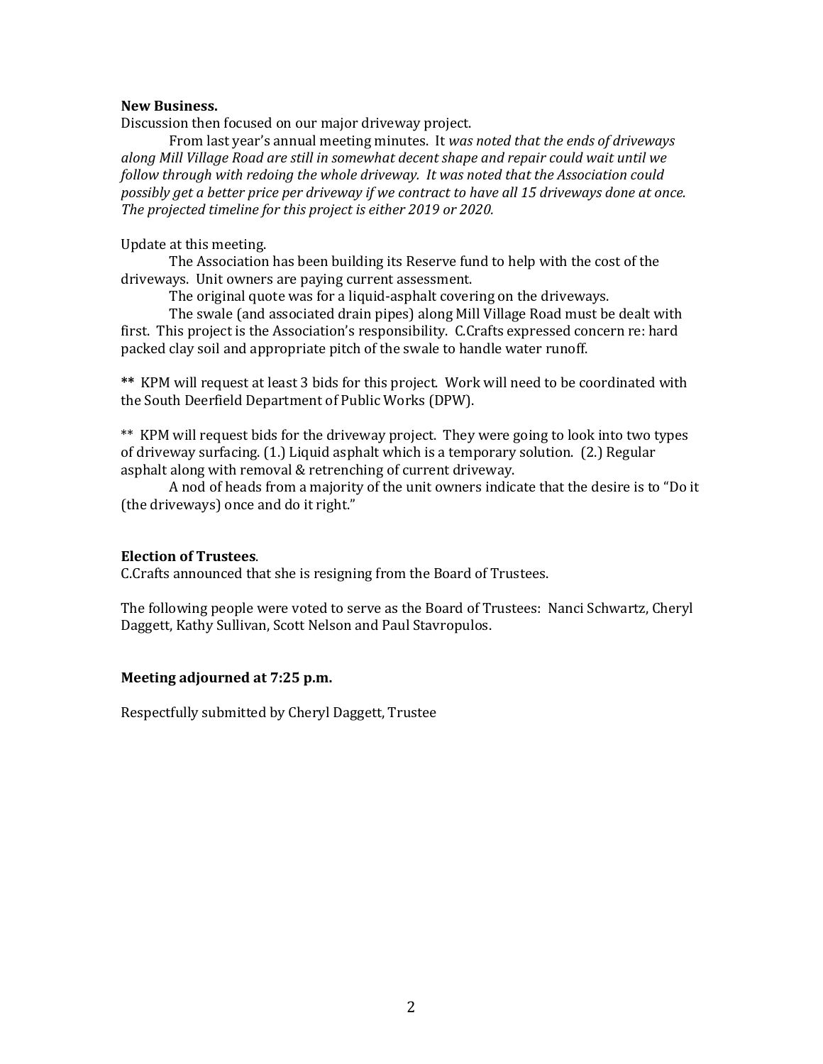**New Business.**
Discussion then focused on our major driveway project.

From last year's annual meeting minutes. It *was noted that the ends of driveways along Mill Village Road are still in somewhat decent shape and repair could wait until we follow through with redoing the whole driveway. It was noted that the Association could possibly get a better price per driveway if we contract to have all 15 driveways done at once. The projected timeline for this project is either 2019 or 2020.*

Update at this meeting.

The Association has been building its Reserve fund to help with the cost of the driveways. Unit owners are paying current assessment.

The original quote was for a liquid-asphalt covering on the driveways.

The swale (and associated drain pipes) along Mill Village Road must be dealt with first. This project is the Association's responsibility. C.Crafts expressed concern re: hard packed clay soil and appropriate pitch of the swale to handle water runoff.

**\*\*** KPM will request at least 3 bids for this project. Work will need to be coordinated with the South Deerfield Department of Public Works (DPW).

\*\* KPM will request bids for the driveway project. They were going to look into two types of driveway surfacing. (1.) Liquid asphalt which is a temporary solution. (2.) Regular asphalt along with removal & retrenching of current driveway.

A nod of heads from a majority of the unit owners indicate that the desire is to "Do it (the driveways) once and do it right."

**Election of Trustees**.
C.Crafts announced that she is resigning from the Board of Trustees.

The following people were voted to serve as the Board of Trustees: Nanci Schwartz, Cheryl Daggett, Kathy Sullivan, Scott Nelson and Paul Stavropulos.

**Meeting adjourned at 7:25 p.m.**

Respectfully submitted by Cheryl Daggett, Trustee